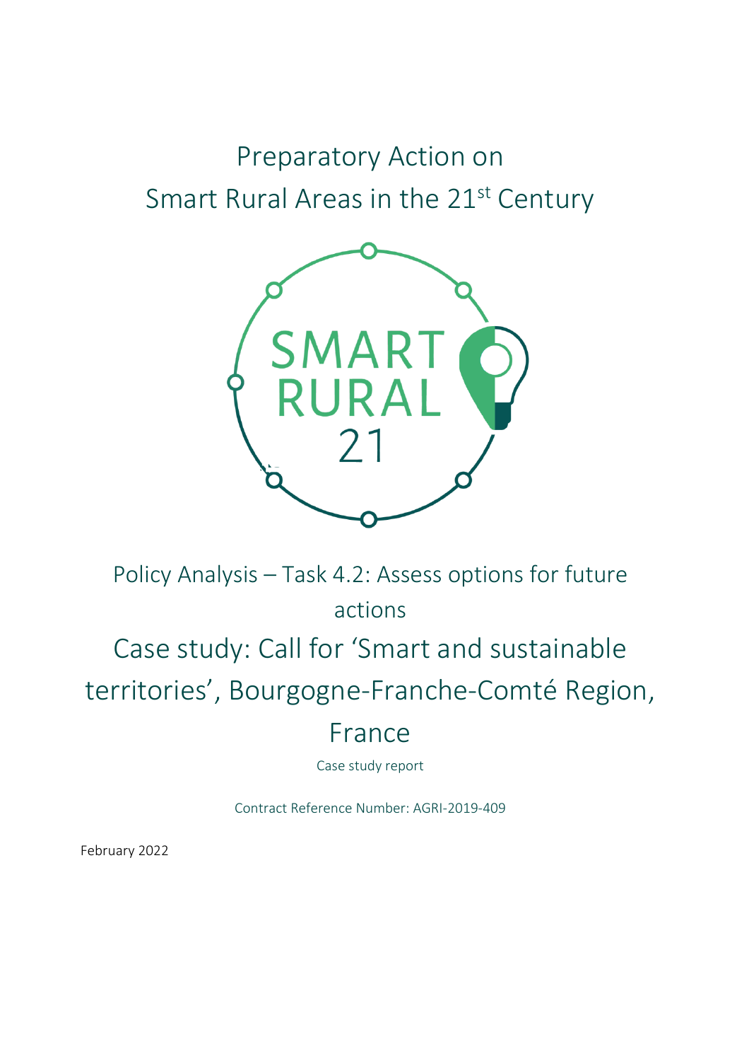# Preparatory Action on Smart Rural Areas in the 21st Century

Policy Analysis – Task 4.2: Assess options for future actions

## Case study: Call for 'Smart and sustainable territories', Bourgogne-Franche-Comté Region, France

Case study report

Contract Reference Number: AGRI-2019-409

February 2022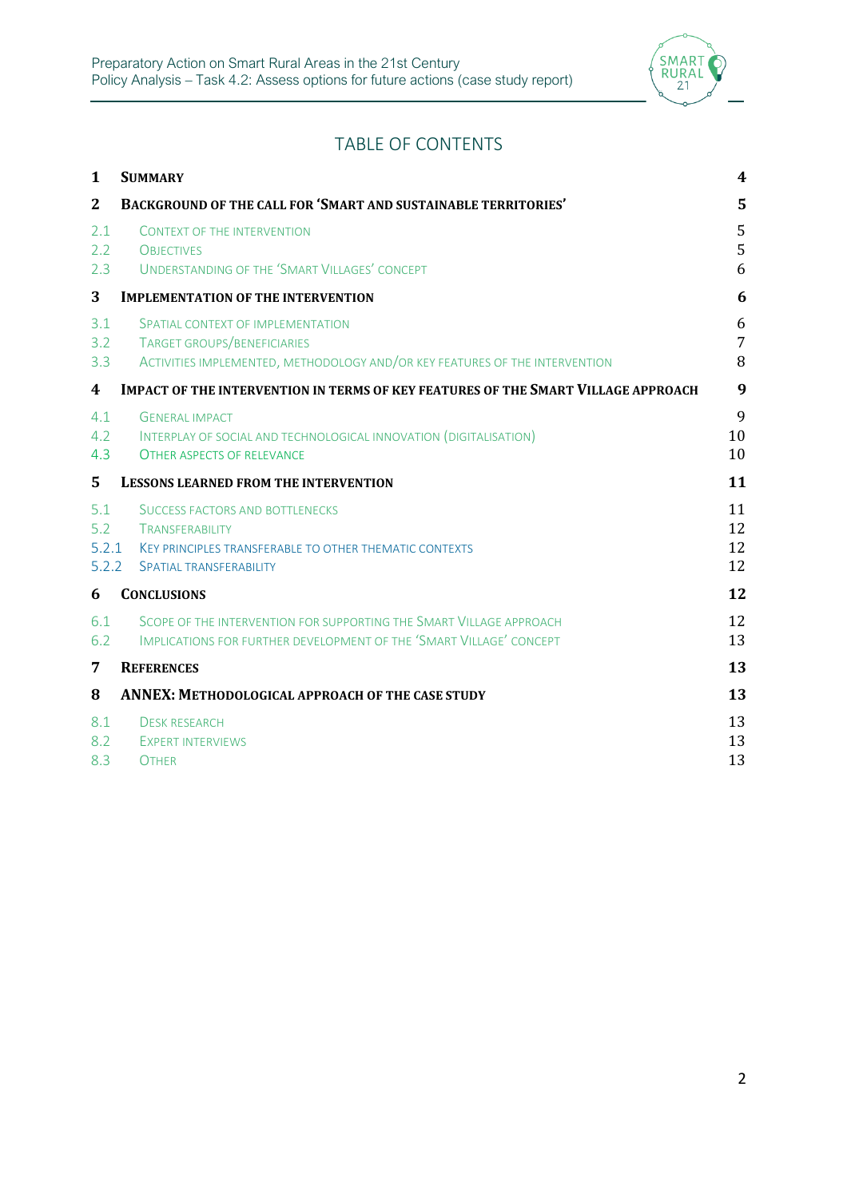# TABLE OF CONTENTS

| | | |
|---|---|---|
| **1** | **SUMMARY** | **4** |
| **2** | **BACKGROUND OF THE CALL FOR 'SMART AND SUSTAINABLE TERRITORIES'** | **5** |
| 2.1 | CONTEXT OF THE INTERVENTION | 5 |
| 2.2 | OBJECTIVES | 5 |
| 2.3 | UNDERSTANDING OF THE 'SMART VILLAGES' CONCEPT | 6 |
| **3** | **IMPLEMENTATION OF THE INTERVENTION** | **6** |
| 3.1 | SPATIAL CONTEXT OF IMPLEMENTATION | 6 |
| 3.2 | TARGET GROUPS/BENEFICIARIES | 7 |
| 3.3 | ACTIVITIES IMPLEMENTED, METHODOLOGY AND/OR KEY FEATURES OF THE INTERVENTION | 8 |
| **4** | **IMPACT OF THE INTERVENTION IN TERMS OF KEY FEATURES OF THE SMART VILLAGE APPROACH** | **9** |
| 4.1 | GENERAL IMPACT | 9 |
| 4.2 | INTERPLAY OF SOCIAL AND TECHNOLOGICAL INNOVATION (DIGITALISATION) | 10 |
| 4.3 | OTHER ASPECTS OF RELEVANCE | 10 |
| **5** | **LESSONS LEARNED FROM THE INTERVENTION** | **11** |
| 5.1 | SUCCESS FACTORS AND BOTTLENECKS | 11 |
| 5.2 | TRANSFERABILITY | 12 |
| 5.2.1 | KEY PRINCIPLES TRANSFERABLE TO OTHER THEMATIC CONTEXTS | 12 |
| 5.2.2 | SPATIAL TRANSFERABILITY | 12 |
| **6** | **CONCLUSIONS** | **12** |
| 6.1 | SCOPE OF THE INTERVENTION FOR SUPPORTING THE SMART VILLAGE APPROACH | 12 |
| 6.2 | IMPLICATIONS FOR FURTHER DEVELOPMENT OF THE 'SMART VILLAGE' CONCEPT | 13 |
| **7** | **REFERENCES** | **13** |
| **8** | **ANNEX: METHODOLOGICAL APPROACH OF THE CASE STUDY** | **13** |
| 8.1 | DESK RESEARCH | 13 |
| 8.2 | EXPERT INTERVIEWS | 13 |
| 8.3 | OTHER | 13 |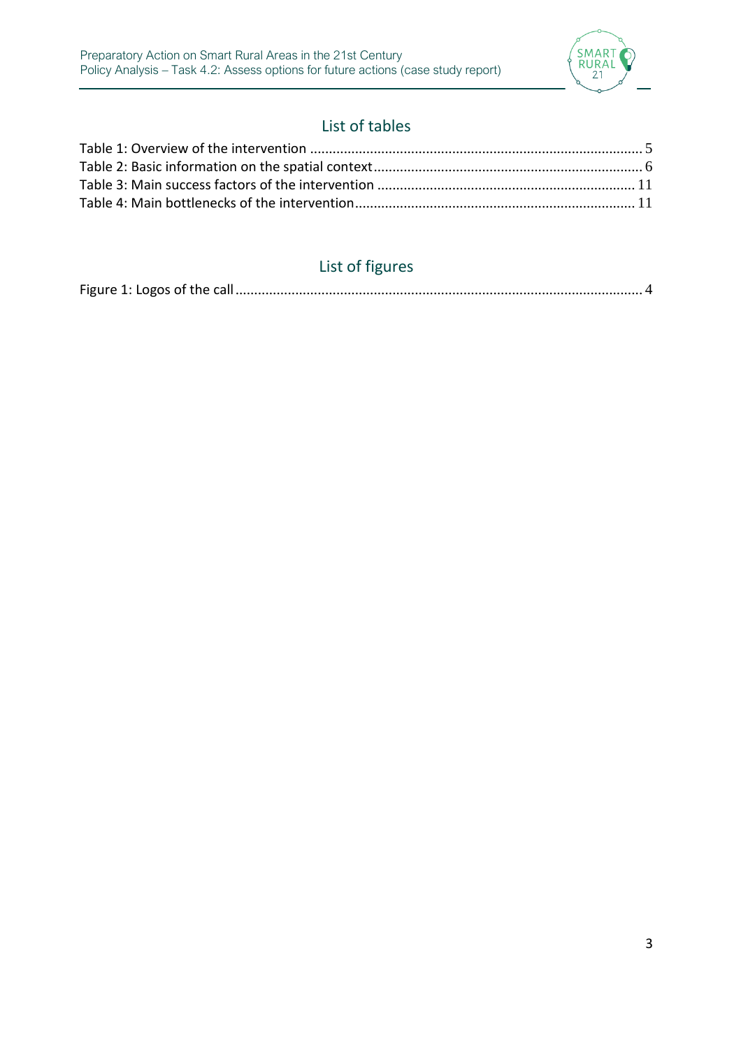## List of tables

Table 1: Overview of the intervention ........................................................................................ 5
Table 2: Basic information on the spatial context....................................................................... 6
Table 3: Main success factors of the intervention .................................................................... 11
Table 4: Main bottlenecks of the intervention........................................................................... 11

## List of figures

Figure 1: Logos of the call............................................................................................................ 4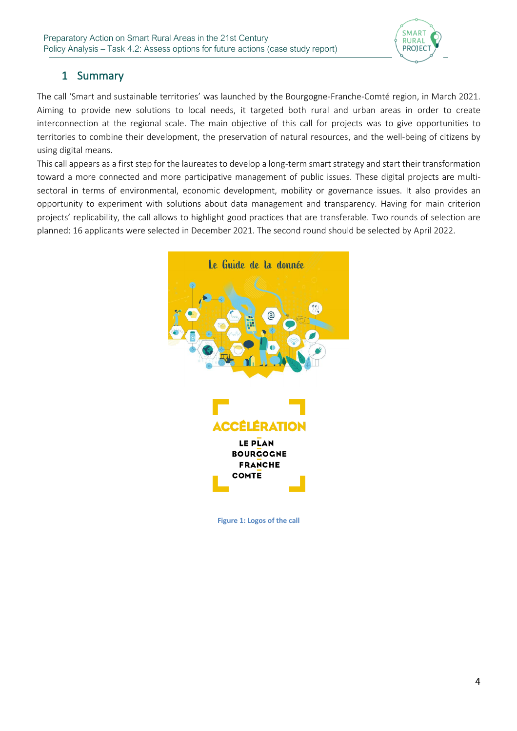# 1 Summary

The call 'Smart and sustainable territories' was launched by the Bourgogne-Franche-Comté region, in March 2021. Aiming to provide new solutions to local needs, it targeted both rural and urban areas in order to create interconnection at the regional scale. The main objective of this call for projects was to give opportunities to territories to combine their development, the preservation of natural resources, and the well-being of citizens by using digital means.

This call appears as a first step for the laureates to develop a long-term smart strategy and start their transformation toward a more connected and more participative management of public issues. These digital projects are multi-sectoral in terms of environmental, economic development, mobility or governance issues. It also provides an opportunity to experiment with solutions about data management and transparency. Having for main criterion projects' replicability, the call allows to highlight good practices that are transferable. Two rounds of selection are planned: 16 applicants were selected in December 2021. The second round should be selected by April 2022.

Figure 1: Logos of the call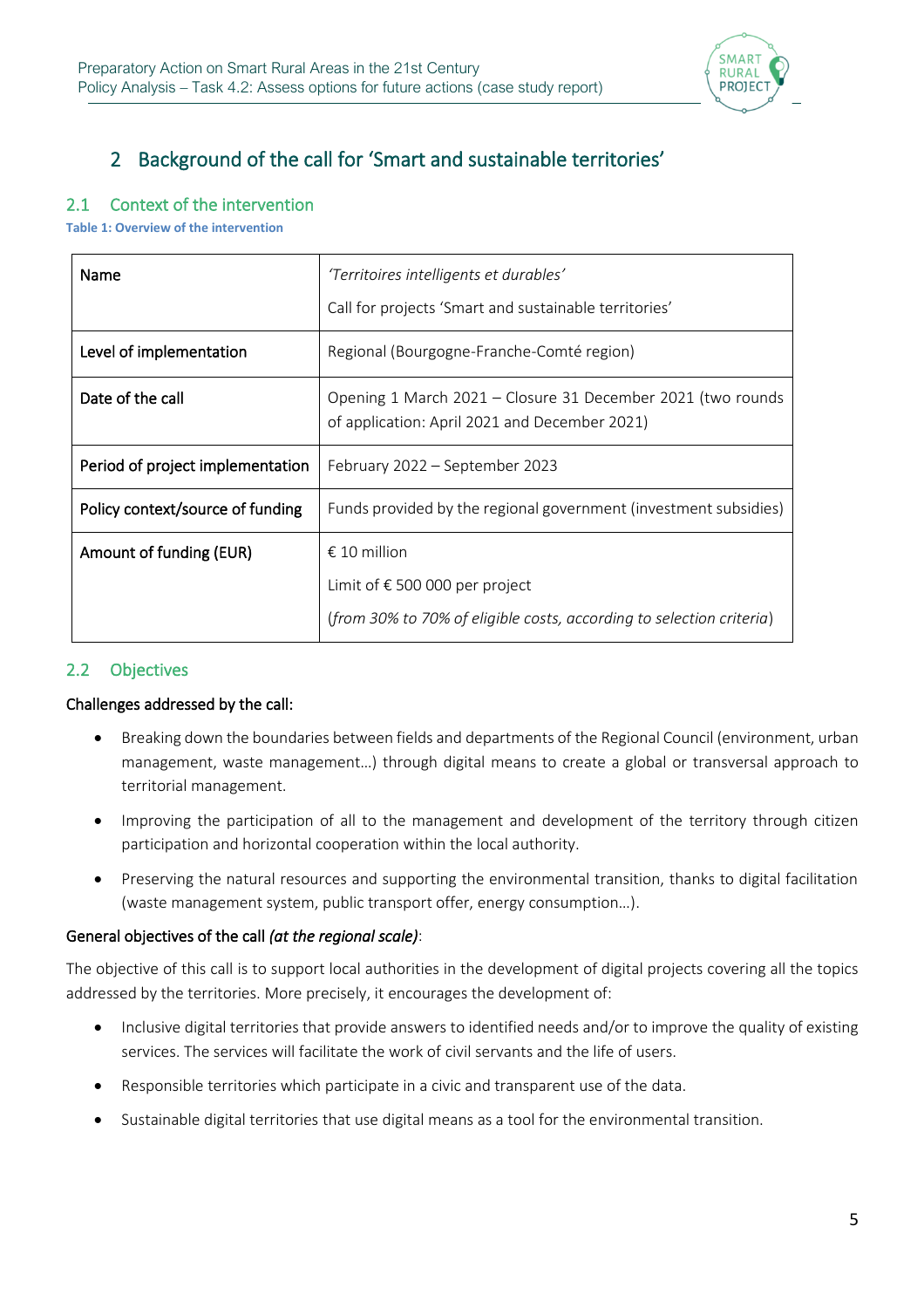## 2 Background of the call for 'Smart and sustainable territories'

### 2.1 Context of the intervention

**Table 1: Overview of the intervention**

| | |
|---|---|
| Name | *'Territoires intelligents et durables'*<br>Call for projects 'Smart and sustainable territories' |
| Level of implementation | Regional (Bourgogne-Franche-Comté region) |
| Date of the call | Opening 1 March 2021 – Closure 31 December 2021 (two rounds of application: April 2021 and December 2021) |
| Period of project implementation | February 2022 – September 2023 |
| Policy context/source of funding | Funds provided by the regional government (investment subsidies) |
| Amount of funding (EUR) | € 10 million<br>Limit of € 500 000 per project<br>(*from 30% to 70% of eligible costs, according to selection criteria*) |

### 2.2 Objectives

Challenges addressed by the call:

- Breaking down the boundaries between fields and departments of the Regional Council (environment, urban management, waste management…) through digital means to create a global or transversal approach to territorial management.
- Improving the participation of all to the management and development of the territory through citizen participation and horizontal cooperation within the local authority.
- Preserving the natural resources and supporting the environmental transition, thanks to digital facilitation (waste management system, public transport offer, energy consumption…).

General objectives of the call *(at the regional scale)*:

The objective of this call is to support local authorities in the development of digital projects covering all the topics addressed by the territories. More precisely, it encourages the development of:

- Inclusive digital territories that provide answers to identified needs and/or to improve the quality of existing services. The services will facilitate the work of civil servants and the life of users.
- Responsible territories which participate in a civic and transparent use of the data.
- Sustainable digital territories that use digital means as a tool for the environmental transition.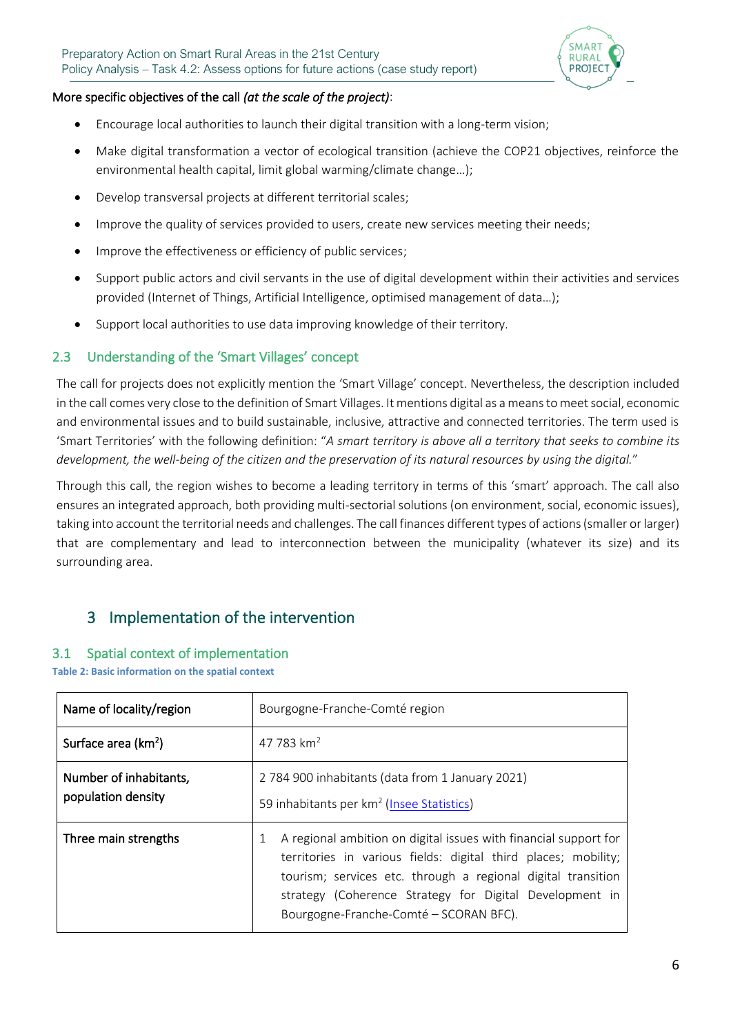More specific objectives of the call *(at the scale of the project)*:

- Encourage local authorities to launch their digital transition with a long-term vision;
- Make digital transformation a vector of ecological transition (achieve the COP21 objectives, reinforce the environmental health capital, limit global warming/climate change…);
- Develop transversal projects at different territorial scales;
- Improve the quality of services provided to users, create new services meeting their needs;
- Improve the effectiveness or efficiency of public services;
- Support public actors and civil servants in the use of digital development within their activities and services provided (Internet of Things, Artificial Intelligence, optimised management of data…);
- Support local authorities to use data improving knowledge of their territory.

## 2.3 Understanding of the 'Smart Villages' concept

The call for projects does not explicitly mention the 'Smart Village' concept. Nevertheless, the description included in the call comes very close to the definition of Smart Villages. It mentions digital as a means to meet social, economic and environmental issues and to build sustainable, inclusive, attractive and connected territories. The term used is 'Smart Territories' with the following definition: "*A smart territory is above all a territory that seeks to combine its development, the well-being of the citizen and the preservation of its natural resources by using the digital.*"

Through this call, the region wishes to become a leading territory in terms of this 'smart' approach. The call also ensures an integrated approach, both providing multi-sectorial solutions (on environment, social, economic issues), taking into account the territorial needs and challenges. The call finances different types of actions (smaller or larger) that are complementary and lead to interconnection between the municipality (whatever its size) and its surrounding area.

# 3 Implementation of the intervention

## 3.1 Spatial context of implementation

**Table 2: Basic information on the spatial context**

| Name of locality/region | Bourgogne-Franche-Comté region |
|---|---|
| Surface area (km$^2$) | 47 783 km$^2$ |
| Number of inhabitants, population density | 2 784 900 inhabitants (data from 1 January 2021)<br>59 inhabitants per km$^2$ (Insee Statistics) |
| Three main strengths | 1 A regional ambition on digital issues with financial support for territories in various fields: digital third places; mobility; tourism; services etc. through a regional digital transition strategy (Coherence Strategy for Digital Development in Bourgogne-Franche-Comté – SCORAN BFC). |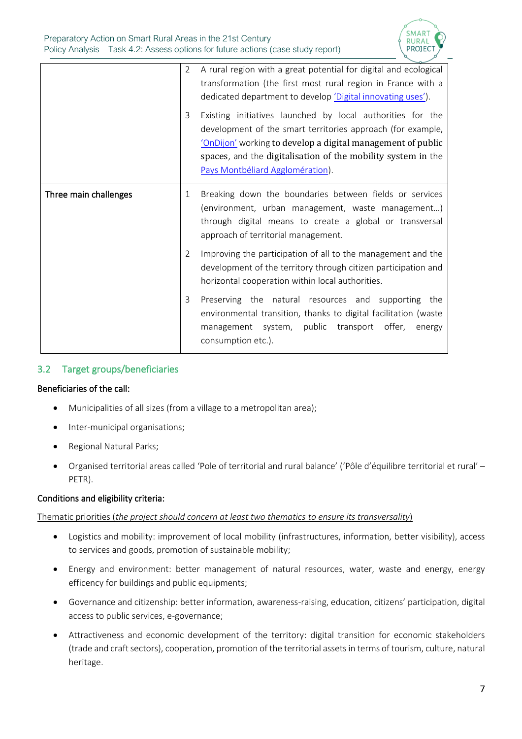| | | |
|---|---|---|
| | 2 | A rural region with a great potential for digital and ecological transformation (the first most rural region in France with a dedicated department to develop 'Digital innovating uses'). |
| | 3 | Existing initiatives launched by local authorities for the development of the smart territories approach (for example, 'OnDijon' working to develop a digital management of public spaces, and the digitalisation of the mobility system in the Pays Montbéliard Agglomération). |
| **Three main challenges** | 1 | Breaking down the boundaries between fields or services (environment, urban management, waste management…) through digital means to create a global or transversal approach of territorial management. |
| | 2 | Improving the participation of all to the management and the development of the territory through citizen participation and horizontal cooperation within local authorities. |
| | 3 | Preserving the natural resources and supporting the environmental transition, thanks to digital facilitation (waste management system, public transport offer, energy consumption etc.). |

## 3.2 Target groups/beneficiaries

**Beneficiaries of the call:**

- Municipalities of all sizes (from a village to a metropolitan area);
- Inter-municipal organisations;
- Regional Natural Parks;
- Organised territorial areas called 'Pole of territorial and rural balance' ('Pôle d'équilibre territorial et rural' – PETR).

**Conditions and eligibility criteria:**

Thematic priorities (*the project should concern at least two thematics to ensure its transversality*)

- Logistics and mobility: improvement of local mobility (infrastructures, information, better visibility), access to services and goods, promotion of sustainable mobility;
- Energy and environment: better management of natural resources, water, waste and energy, energy efficency for buildings and public equipments;
- Governance and citizenship: better information, awareness-raising, education, citizens' participation, digital access to public services, e-governance;
- Attractiveness and economic development of the territory: digital transition for economic stakeholders (trade and craft sectors), cooperation, promotion of the territorial assets in terms of tourism, culture, natural heritage.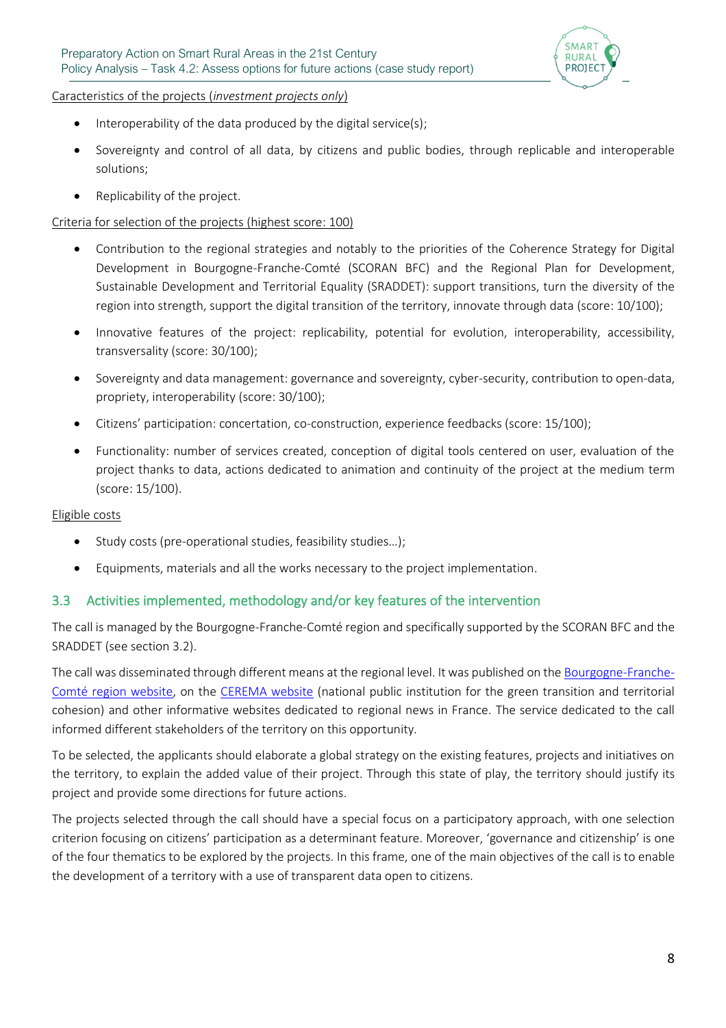Caracteristics of the projects (*investment projects only*)

- Interoperability of the data produced by the digital service(s);
- Sovereignty and control of all data, by citizens and public bodies, through replicable and interoperable solutions;
- Replicability of the project.

Criteria for selection of the projects (highest score: 100)

- Contribution to the regional strategies and notably to the priorities of the Coherence Strategy for Digital Development in Bourgogne-Franche-Comté (SCORAN BFC) and the Regional Plan for Development, Sustainable Development and Territorial Equality (SRADDET): support transitions, turn the diversity of the region into strength, support the digital transition of the territory, innovate through data (score: 10/100);
- Innovative features of the project: replicability, potential for evolution, interoperability, accessibility, transversality (score: 30/100);
- Sovereignty and data management: governance and sovereignty, cyber-security, contribution to open-data, propriety, interoperability (score: 30/100);
- Citizens' participation: concertation, co-construction, experience feedbacks (score: 15/100);
- Functionality: number of services created, conception of digital tools centered on user, evaluation of the project thanks to data, actions dedicated to animation and continuity of the project at the medium term (score: 15/100).

Eligible costs

- Study costs (pre-operational studies, feasibility studies…);
- Equipments, materials and all the works necessary to the project implementation.

## 3.3 Activities implemented, methodology and/or key features of the intervention

The call is managed by the Bourgogne-Franche-Comté region and specifically supported by the SCORAN BFC and the SRADDET (see section 3.2).

The call was disseminated through different means at the regional level. It was published on the Bourgogne-Franche-Comté region website, on the CEREMA website (national public institution for the green transition and territorial cohesion) and other informative websites dedicated to regional news in France. The service dedicated to the call informed different stakeholders of the territory on this opportunity.

To be selected, the applicants should elaborate a global strategy on the existing features, projects and initiatives on the territory, to explain the added value of their project. Through this state of play, the territory should justify its project and provide some directions for future actions.

The projects selected through the call should have a special focus on a participatory approach, with one selection criterion focusing on citizens' participation as a determinant feature. Moreover, 'governance and citizenship' is one of the four thematics to be explored by the projects. In this frame, one of the main objectives of the call is to enable the development of a territory with a use of transparent data open to citizens.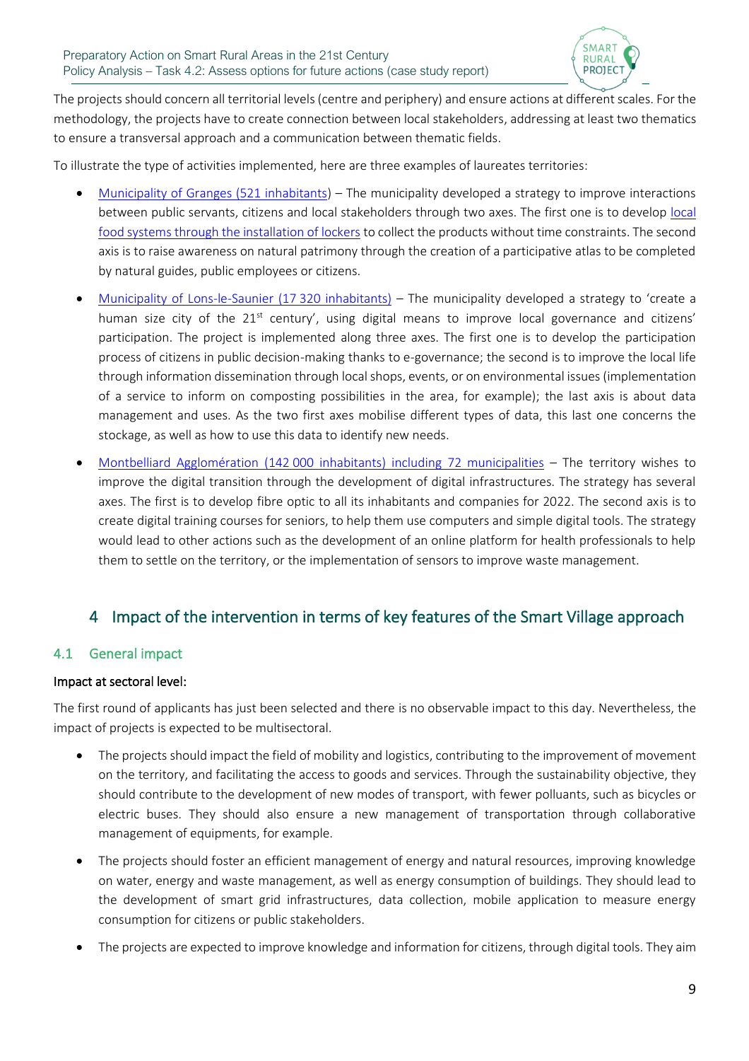The projects should concern all territorial levels (centre and periphery) and ensure actions at different scales. For the methodology, the projects have to create connection between local stakeholders, addressing at least two thematics to ensure a transversal approach and a communication between thematic fields.

To illustrate the type of activities implemented, here are three examples of laureates territories:

- Municipality of Granges (521 inhabitants) – The municipality developed a strategy to improve interactions between public servants, citizens and local stakeholders through two axes. The first one is to develop local food systems through the installation of lockers to collect the products without time constraints. The second axis is to raise awareness on natural patrimony through the creation of a participative atlas to be completed by natural guides, public employees or citizens.
- Municipality of Lons-le-Saunier (17 320 inhabitants) – The municipality developed a strategy to 'create a human size city of the 21st century', using digital means to improve local governance and citizens' participation. The project is implemented along three axes. The first one is to develop the participation process of citizens in public decision-making thanks to e-governance; the second is to improve the local life through information dissemination through local shops, events, or on environmental issues (implementation of a service to inform on composting possibilities in the area, for example); the last axis is about data management and uses. As the two first axes mobilise different types of data, this last one concerns the stockage, as well as how to use this data to identify new needs.
- Montbelliard Agglomération (142 000 inhabitants) including 72 municipalities – The territory wishes to improve the digital transition through the development of digital infrastructures. The strategy has several axes. The first is to develop fibre optic to all its inhabitants and companies for 2022. The second axis is to create digital training courses for seniors, to help them use computers and simple digital tools. The strategy would lead to other actions such as the development of an online platform for health professionals to help them to settle on the territory, or the implementation of sensors to improve waste management.

# 4 Impact of the intervention in terms of key features of the Smart Village approach

## 4.1 General impact

Impact at sectoral level:

The first round of applicants has just been selected and there is no observable impact to this day. Nevertheless, the impact of projects is expected to be multisectoral.

- The projects should impact the field of mobility and logistics, contributing to the improvement of movement on the territory, and facilitating the access to goods and services. Through the sustainability objective, they should contribute to the development of new modes of transport, with fewer polluants, such as bicycles or electric buses. They should also ensure a new management of transportation through collaborative management of equipments, for example.
- The projects should foster an efficient management of energy and natural resources, improving knowledge on water, energy and waste management, as well as energy consumption of buildings. They should lead to the development of smart grid infrastructures, data collection, mobile application to measure energy consumption for citizens or public stakeholders.
- The projects are expected to improve knowledge and information for citizens, through digital tools. They aim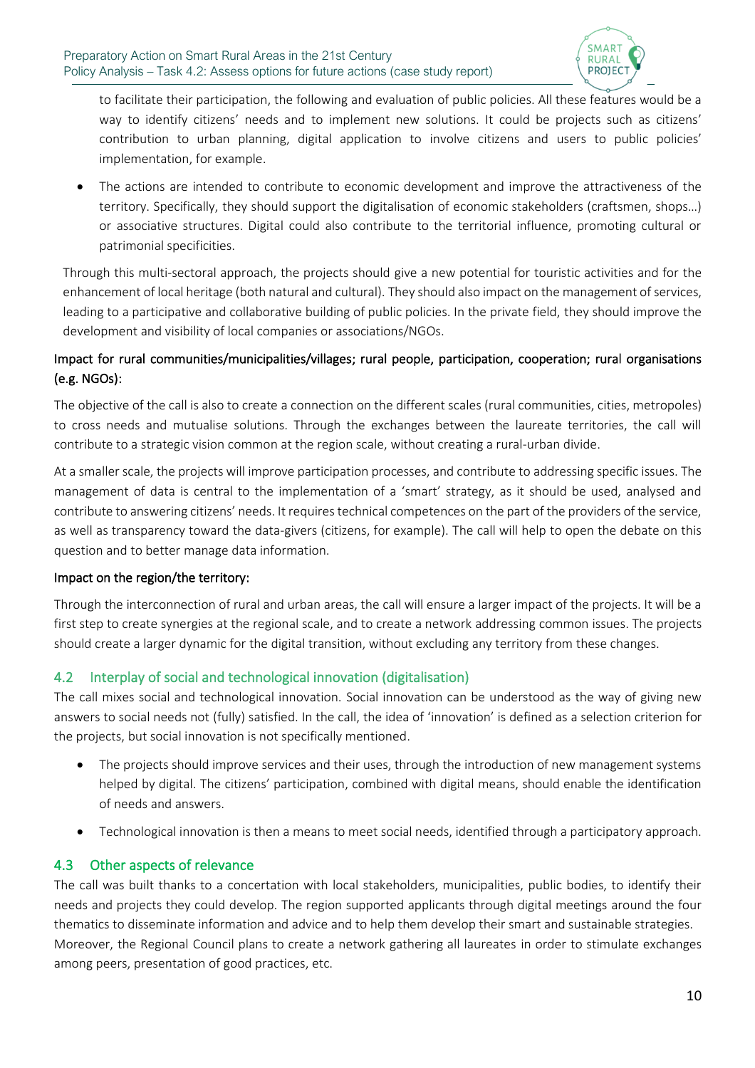to facilitate their participation, the following and evaluation of public policies. All these features would be a way to identify citizens' needs and to implement new solutions. It could be projects such as citizens' contribution to urban planning, digital application to involve citizens and users to public policies' implementation, for example.

- The actions are intended to contribute to economic development and improve the attractiveness of the territory. Specifically, they should support the digitalisation of economic stakeholders (craftsmen, shops…) or associative structures. Digital could also contribute to the territorial influence, promoting cultural or patrimonial specificities.

Through this multi-sectoral approach, the projects should give a new potential for touristic activities and for the enhancement of local heritage (both natural and cultural). They should also impact on the management of services, leading to a participative and collaborative building of public policies. In the private field, they should improve the development and visibility of local companies or associations/NGOs.

Impact for rural communities/municipalities/villages; rural people, participation, cooperation; rural organisations (e.g. NGOs):

The objective of the call is also to create a connection on the different scales (rural communities, cities, metropoles) to cross needs and mutualise solutions. Through the exchanges between the laureate territories, the call will contribute to a strategic vision common at the region scale, without creating a rural-urban divide.

At a smaller scale, the projects will improve participation processes, and contribute to addressing specific issues. The management of data is central to the implementation of a 'smart' strategy, as it should be used, analysed and contribute to answering citizens' needs. It requires technical competences on the part of the providers of the service, as well as transparency toward the data-givers (citizens, for example). The call will help to open the debate on this question and to better manage data information.

Impact on the region/the territory:

Through the interconnection of rural and urban areas, the call will ensure a larger impact of the projects. It will be a first step to create synergies at the regional scale, and to create a network addressing common issues. The projects should create a larger dynamic for the digital transition, without excluding any territory from these changes.

## 4.2 Interplay of social and technological innovation (digitalisation)

The call mixes social and technological innovation. Social innovation can be understood as the way of giving new answers to social needs not (fully) satisfied. In the call, the idea of 'innovation' is defined as a selection criterion for the projects, but social innovation is not specifically mentioned.

- The projects should improve services and their uses, through the introduction of new management systems helped by digital. The citizens' participation, combined with digital means, should enable the identification of needs and answers.
- Technological innovation is then a means to meet social needs, identified through a participatory approach.

## 4.3 Other aspects of relevance

The call was built thanks to a concertation with local stakeholders, municipalities, public bodies, to identify their needs and projects they could develop. The region supported applicants through digital meetings around the four thematics to disseminate information and advice and to help them develop their smart and sustainable strategies.
Moreover, the Regional Council plans to create a network gathering all laureates in order to stimulate exchanges among peers, presentation of good practices, etc.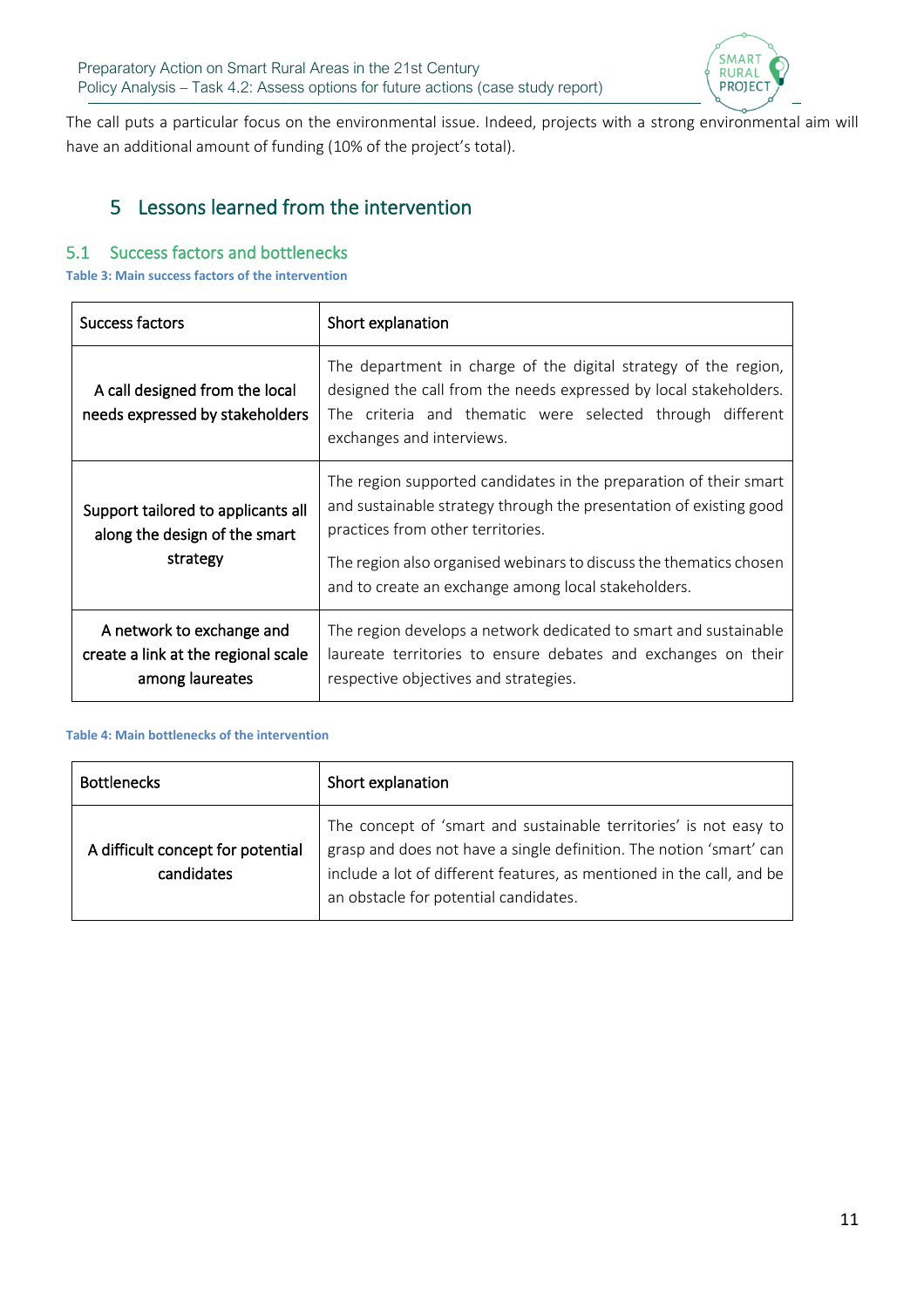The call puts a particular focus on the environmental issue. Indeed, projects with a strong environmental aim will have an additional amount of funding (10% of the project's total).

# 5 Lessons learned from the intervention

## 5.1 Success factors and bottlenecks

**Table 3: Main success factors of the intervention**

| Success factors | Short explanation |
|---|---|
| A call designed from the local needs expressed by stakeholders | The department in charge of the digital strategy of the region, designed the call from the needs expressed by local stakeholders. The criteria and thematic were selected through different exchanges and interviews. |
| Support tailored to applicants all along the design of the smart strategy | The region supported candidates in the preparation of their smart and sustainable strategy through the presentation of existing good practices from other territories.<br><br>The region also organised webinars to discuss the thematics chosen and to create an exchange among local stakeholders. |
| A network to exchange and create a link at the regional scale among laureates | The region develops a network dedicated to smart and sustainable laureate territories to ensure debates and exchanges on their respective objectives and strategies. |

**Table 4: Main bottlenecks of the intervention**

| Bottlenecks | Short explanation |
|---|---|
| A difficult concept for potential candidates | The concept of 'smart and sustainable territories' is not easy to grasp and does not have a single definition. The notion 'smart' can include a lot of different features, as mentioned in the call, and be an obstacle for potential candidates. |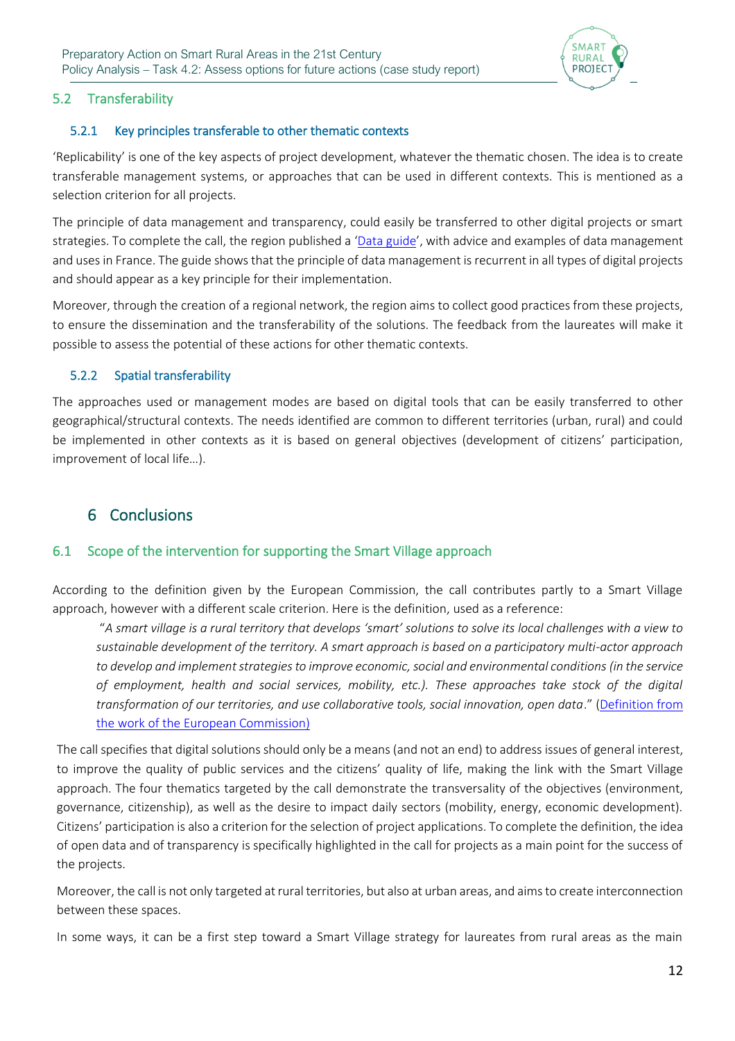## 5.2 Transferability

### 5.2.1 Key principles transferable to other thematic contexts

'Replicability' is one of the key aspects of project development, whatever the thematic chosen. The idea is to create transferable management systems, or approaches that can be used in different contexts. This is mentioned as a selection criterion for all projects.

The principle of data management and transparency, could easily be transferred to other digital projects or smart strategies. To complete the call, the region published a 'Data guide', with advice and examples of data management and uses in France. The guide shows that the principle of data management is recurrent in all types of digital projects and should appear as a key principle for their implementation.

Moreover, through the creation of a regional network, the region aims to collect good practices from these projects, to ensure the dissemination and the transferability of the solutions. The feedback from the laureates will make it possible to assess the potential of these actions for other thematic contexts.

### 5.2.2 Spatial transferability

The approaches used or management modes are based on digital tools that can be easily transferred to other geographical/structural contexts. The needs identified are common to different territories (urban, rural) and could be implemented in other contexts as it is based on general objectives (development of citizens' participation, improvement of local life…).

# 6 Conclusions

## 6.1 Scope of the intervention for supporting the Smart Village approach

According to the definition given by the European Commission, the call contributes partly to a Smart Village approach, however with a different scale criterion. Here is the definition, used as a reference:

> "*A smart village is a rural territory that develops 'smart' solutions to solve its local challenges with a view to sustainable development of the territory. A smart approach is based on a participatory multi-actor approach to develop and implement strategies to improve economic, social and environmental conditions (in the service of employment, health and social services, mobility, etc.). These approaches take stock of the digital transformation of our territories, and use collaborative tools, social innovation, open data*." (Definition from the work of the European Commission)

The call specifies that digital solutions should only be a means (and not an end) to address issues of general interest, to improve the quality of public services and the citizens' quality of life, making the link with the Smart Village approach. The four thematics targeted by the call demonstrate the transversality of the objectives (environment, governance, citizenship), as well as the desire to impact daily sectors (mobility, energy, economic development). Citizens' participation is also a criterion for the selection of project applications. To complete the definition, the idea of open data and of transparency is specifically highlighted in the call for projects as a main point for the success of the projects.

Moreover, the call is not only targeted at rural territories, but also at urban areas, and aims to create interconnection between these spaces.

In some ways, it can be a first step toward a Smart Village strategy for laureates from rural areas as the main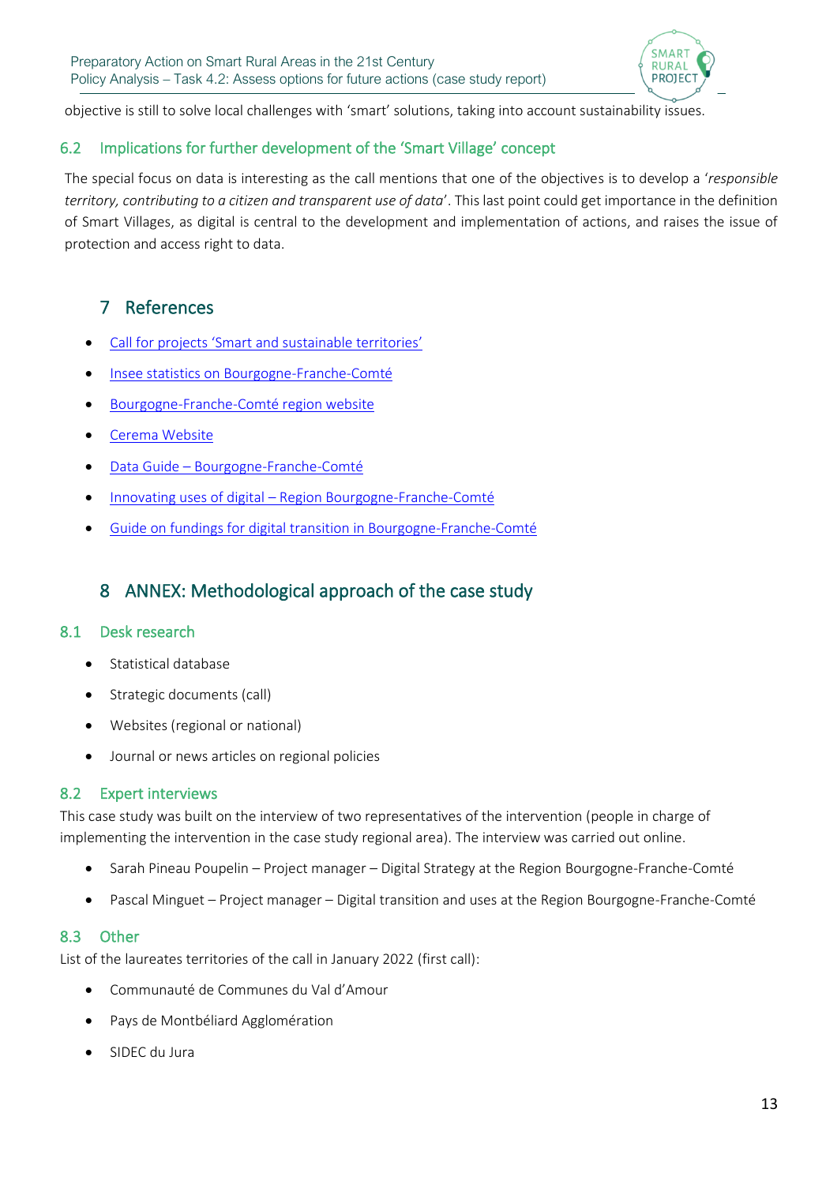objective is still to solve local challenges with 'smart' solutions, taking into account sustainability issues.

### 6.2 Implications for further development of the 'Smart Village' concept

The special focus on data is interesting as the call mentions that one of the objectives is to develop a '*responsible territory, contributing to a citizen and transparent use of data*'. This last point could get importance in the definition of Smart Villages, as digital is central to the development and implementation of actions, and raises the issue of protection and access right to data.

## 7 References

- Call for projects 'Smart and sustainable territories'
- Insee statistics on Bourgogne-Franche-Comté
- Bourgogne-Franche-Comté region website
- Cerema Website
- Data Guide – Bourgogne-Franche-Comté
- Innovating uses of digital – Region Bourgogne-Franche-Comté
- Guide on fundings for digital transition in Bourgogne-Franche-Comté

## 8 ANNEX: Methodological approach of the case study

### 8.1 Desk research

- Statistical database
- Strategic documents (call)
- Websites (regional or national)
- Journal or news articles on regional policies

### 8.2 Expert interviews

This case study was built on the interview of two representatives of the intervention (people in charge of implementing the intervention in the case study regional area). The interview was carried out online.

- Sarah Pineau Poupelin – Project manager – Digital Strategy at the Region Bourgogne-Franche-Comté
- Pascal Minguet – Project manager – Digital transition and uses at the Region Bourgogne-Franche-Comté

### 8.3 Other

List of the laureates territories of the call in January 2022 (first call):

- Communauté de Communes du Val d'Amour
- Pays de Montbéliard Agglomération
- SIDEC du Jura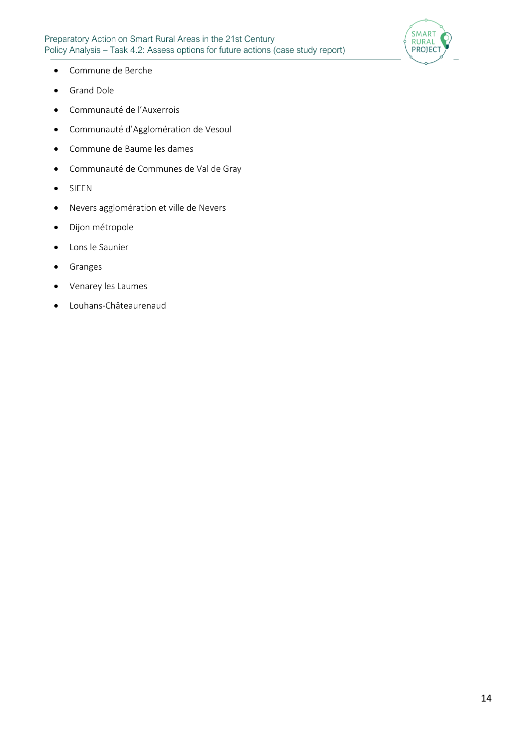- Commune de Berche
- Grand Dole
- Communauté de l'Auxerrois
- Communauté d'Agglomération de Vesoul
- Commune de Baume les dames
- Communauté de Communes de Val de Gray
- SIEEN
- Nevers agglomération et ville de Nevers
- Dijon métropole
- Lons le Saunier
- Granges
- Venarey les Laumes
- Louhans-Châteaurenaud